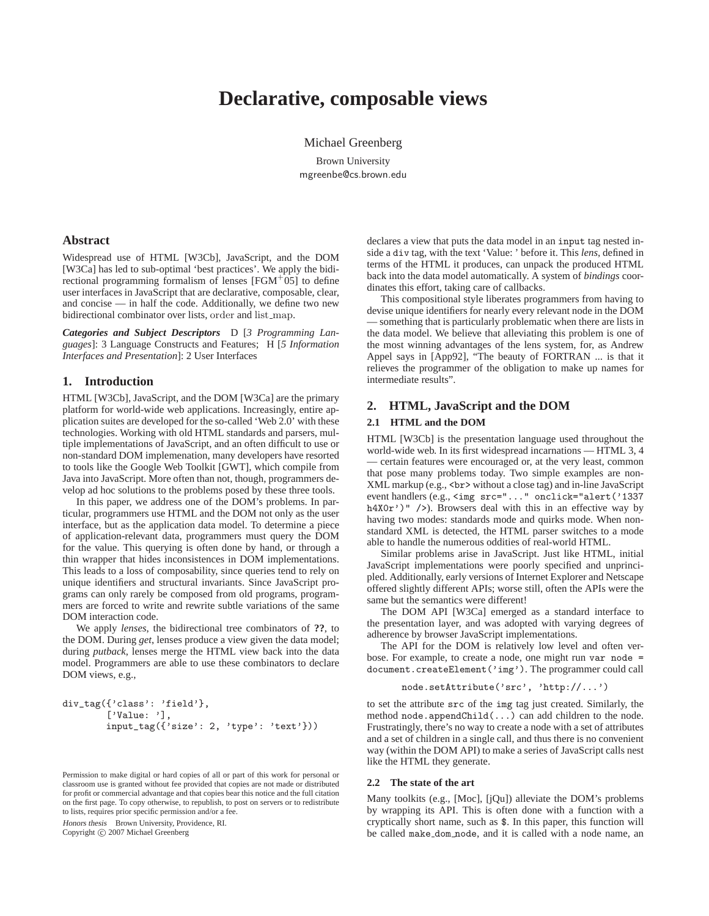# Declarative, composable views

Michael Greenberg

Brown University

mgreenbe@cs.brown.edu

## Abstract

Widespread use of HTML [W3Cb], JavaScript, and the DOM [W3Ca] has led to sub-optimal 'best practices'. We apply the bidirectional programming formalism of lenses [FGM$^+$05] to define user interfaces in JavaScript that are declarative, composable, clear, and concise — in half the code. Additionally, we define two new bidirectional combinator over lists, order and list_map.

***Categories and Subject Descriptors*** D [*3 Programming Languages*]: 3 Language Constructs and Features; H [*5 Information Interfaces and Presentation*]: 2 User Interfaces

## 1. Introduction

HTML [W3Cb], JavaScript, and the DOM [W3Ca] are the primary platform for world-wide web applications. Increasingly, entire application suites are developed for the so-called 'Web 2.0' with these technologies. Working with old HTML standards and parsers, multiple implementations of JavaScript, and an often difficult to use or non-standard DOM implemenation, many developers have resorted to tools like the Google Web Toolkit [GWT], which compile from Java into JavaScript. More often than not, though, programmers develop ad hoc solutions to the problems posed by these three tools.

In this paper, we address one of the DOM's problems. In particular, programmers use HTML and the DOM not only as the user interface, but as the application data model. To determine a piece of application-relevant data, programmers must query the DOM for the value. This querying is often done by hand, or through a thin wrapper that hides inconsistences in DOM implementations. This leads to a loss of composability, since queries tend to rely on unique identifiers and structural invariants. Since JavaScript programs can only rarely be composed from old programs, programmers are forced to write and rewrite subtle variations of the same DOM interaction code.

We apply *lenses*, the bidirectional tree combinators of **??**, to the DOM. During *get*, lenses produce a view given the data model; during *putback*, lenses merge the HTML view back into the data model. Programmers are able to use these combinators to declare DOM views, e.g.,

```
div_tag({'class': 'field'},
        ['Value: '],
        input_tag({'size': 2, 'type': 'text'}))
```

declares a view that puts the data model in an `input` tag nested inside a `div` tag, with the text 'Value: ' before it. This *lens*, defined in terms of the HTML it produces, can unpack the produced HTML back into the data model automatically. A system of *bindings* coordinates this effort, taking care of callbacks.

This compositional style liberates programmers from having to devise unique identifiers for nearly every relevant node in the DOM — something that is particularly problematic when there are lists in the data model. We believe that alleviating this problem is one of the most winning advantages of the lens system, for, as Andrew Appel says in [App92], "The beauty of FORTRAN ... is that it relieves the programmer of the obligation to make up names for intermediate results".

## 2. HTML, JavaScript and the DOM

### 2.1 HTML and the DOM

HTML [W3Cb] is the presentation language used throughout the world-wide web. In its first widespread incarnations — HTML 3, 4 — certain features were encouraged or, at the very least, common that pose many problems today. Two simple examples are non-XML markup (e.g., `<br>` without a close tag) and in-line JavaScript event handlers (e.g., `<img src="..." onclick="alert('1337 h4X0r')" />`). Browsers deal with this in an effective way by having two modes: standards mode and quirks mode. When non-standard XML is detected, the HTML parser switches to a mode able to handle the numerous oddities of real-world HTML.

Similar problems arise in JavaScript. Just like HTML, initial JavaScript implementations were poorly specified and unprincipled. Additionally, early versions of Internet Explorer and Netscape offered slightly different APIs; worse still, often the APIs were the same but the semantics were different!

The DOM API [W3Ca] emerged as a standard interface to the presentation layer, and was adopted with varying degrees of adherence by browser JavaScript implementations.

The API for the DOM is relatively low level and often verbose. For example, to create a node, one might run `var node = document.createElement('img')`. The programmer could call

```
node.setAttribute('src', 'http://...')
```

to set the attribute `src` of the `img` tag just created. Similarly, the method `node.appendChild(...)` can add children to the node. Frustratingly, there's no way to create a node with a set of attributes and a set of children in a single call, and thus there is no convenient way (within the DOM API) to make a series of JavaScript calls nest like the HTML they generate.

### 2.2 The state of the art

Many toolkits (e.g., [Moc], [jQu]) alleviate the DOM's problems by wrapping its API. This is often done with a function with a cryptically short name, such as `$`. In this paper, this function will be called `make_dom_node`, and it is called with a node name, an

Permission to make digital or hard copies of all or part of this work for personal or classroom use is granted without fee provided that copies are not made or distributed for profit or commercial advantage and that copies bear this notice and the full citation on the first page. To copy otherwise, to republish, to post on servers or to redistribute to lists, requires prior specific permission and/or a fee.

*Honors thesis* Brown University, Providence, RI.
Copyright © 2007 Michael Greenberg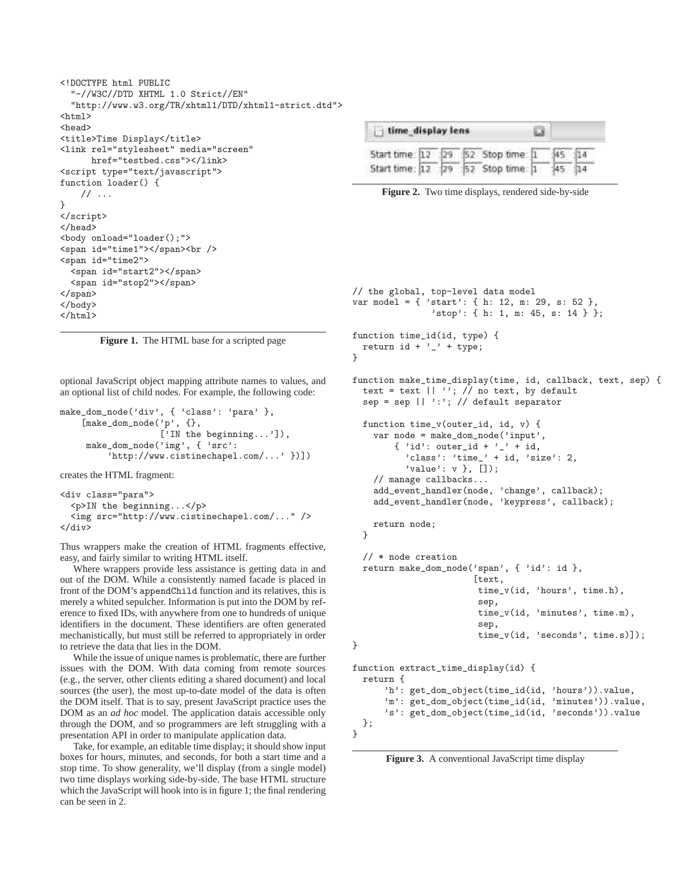```
<!DOCTYPE html PUBLIC
  "-//W3C//DTD XHTML 1.0 Strict//EN"
  "http://www.w3.org/TR/xhtml1/DTD/xhtml1-strict.dtd">
<html>
<head>
<title>Time Display</title>
<link rel="stylesheet" media="screen"
      href="testbed.css"></link>
<script type="text/javascript">
function loader() {
    // ...
}
</script>
</head>
<body onload="loader();">
<span id="time1"></span><br />
<span id="time2">
  <span id="start2"></span>
  <span id="stop2"></span>
</span>
</body>
</html>
```

**Figure 1.** The HTML base for a scripted page

optional JavaScript object mapping attribute names to values, and an optional list of child nodes. For example, the following code:

```
make_dom_node('div', { 'class': 'para' },
    [make_dom_node('p', {},
                   ['IN the beginning...']),
     make_dom_node('img', { 'src':
         'http://www.cistinechapel.com/...' })])
```

creates the HTML fragment:

```
<div class="para">
  <p>IN the beginning...</p>
  <img src="http://www.cistinechapel.com/..." />
</div>
```

Thus wrappers make the creation of HTML fragments effective, easy, and fairly similar to writing HTML itself.

Where wrappers provide less assistance is getting data in and out of the DOM. While a consistently named facade is placed in front of the DOM's `appendChild` function and its relatives, this is merely a whited sepulcher. Information is put into the DOM by reference to fixed IDs, with anywhere from one to hundreds of unique identifiers in the document. These identifiers are often generated mechanistically, but must still be referred to appropriately in order to retrieve the data that lies in the DOM.

While the issue of unique names is problematic, there are further issues with the DOM. With data coming from remote sources (e.g., the server, other clients editing a shared document) and local sources (the user), the most up-to-date model of the data is often the DOM itself. That is to say, present JavaScript practice uses the DOM as an *ad hoc* model. The application datais accessible only through the DOM, and so programmers are left struggling with a presentation API in order to manipulate application data.

Take, for example, an editable time display; it should show input boxes for hours, minutes, and seconds, for both a start time and a stop time. To show generality, we'll display (from a single model) two time displays working side-by-side. The base HTML structure which the JavaScript will hook into is in figure 1; the final rendering can be seen in 2.

time_display lens

Start time: 12 : 29 : 52 Stop time: 1 : 45 : 14
Start time: 12 : 29 : 52 Stop time: 1 : 45 : 14

**Figure 2.** Two time displays, rendered side-by-side

```
// the global, top-level data model
var model = { 'start': { h: 12, m: 29, s: 52 },
              'stop': { h: 1, m: 45, s: 14 } };

function time_id(id, type) {
  return id + '_' + type;
}

function make_time_display(time, id, callback, text, sep) {
  text = text || ''; // no text, by default
  sep = sep || ':'; // default separator

  function time_v(outer_id, id, v) {
    var node = make_dom_node('input',
        { 'id': outer_id + '_' + id,
          'class': 'time_' + id, 'size': 2,
          'value': v }, []);
    // manage callbacks...
    add_event_handler(node, 'change', callback);
    add_event_handler(node, 'keypress', callback);

    return node;
  }

  // * node creation
  return make_dom_node('span', { 'id': id },
                       [text,
                        time_v(id, 'hours', time.h),
                        sep,
                        time_v(id, 'minutes', time.m),
                        sep,
                        time_v(id, 'seconds', time.s)]);
}

function extract_time_display(id) {
  return {
      'h': get_dom_object(time_id(id, 'hours')).value,
      'm': get_dom_object(time_id(id, 'minutes')).value,
      's': get_dom_object(time_id(id, 'seconds')).value
  };
}
```

**Figure 3.** A conventional JavaScript time display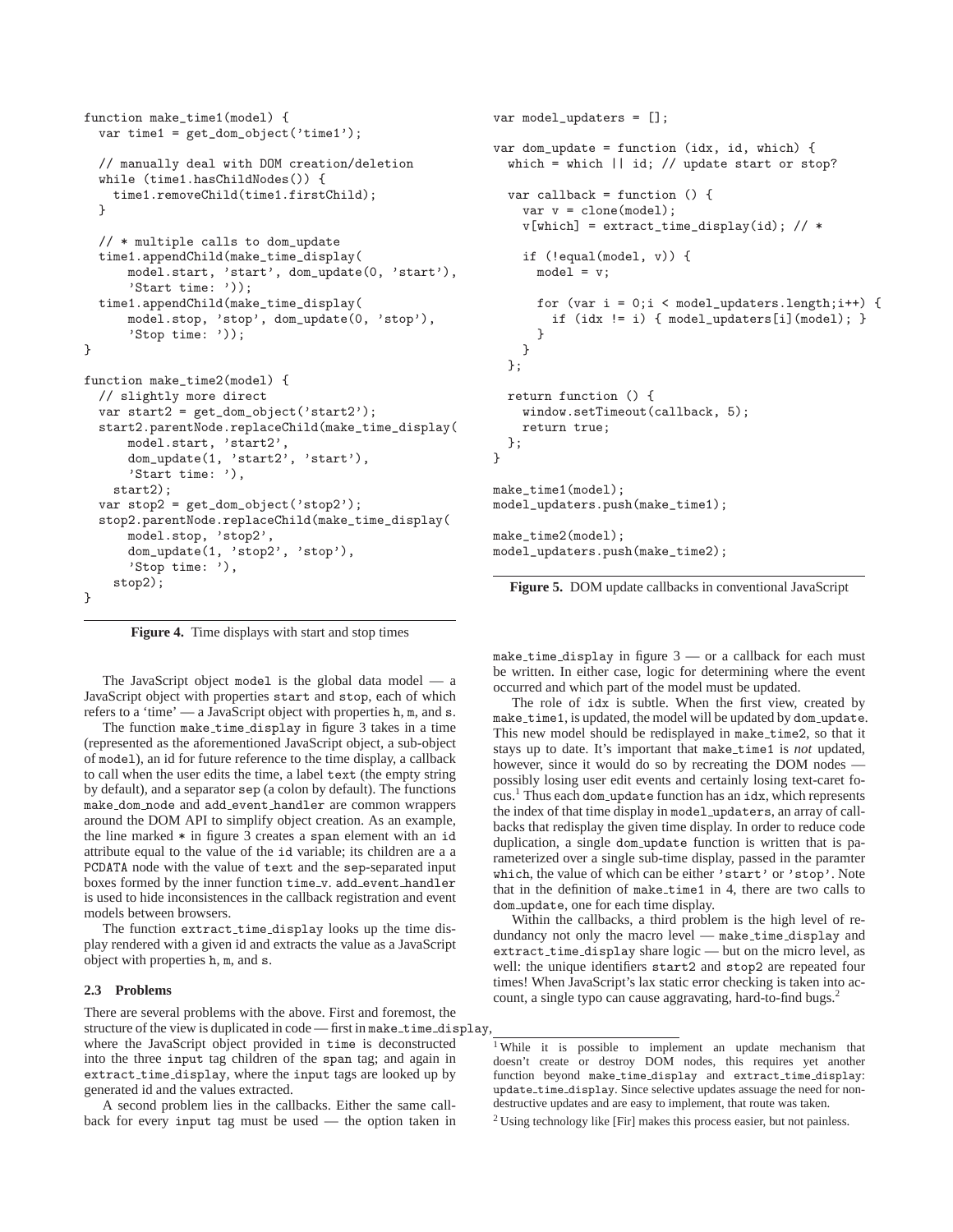```
function make_time1(model) {
  var time1 = get_dom_object('time1');

  // manually deal with DOM creation/deletion
  while (time1.hasChildNodes()) {
    time1.removeChild(time1.firstChild);
  }

  // * multiple calls to dom_update
  time1.appendChild(make_time_display(
      model.start, 'start', dom_update(0, 'start'),
      'Start time: '));
  time1.appendChild(make_time_display(
      model.stop, 'stop', dom_update(0, 'stop'),
      'Stop time: '));
}

function make_time2(model) {
  // slightly more direct
  var start2 = get_dom_object('start2');
  start2.parentNode.replaceChild(make_time_display(
      model.start, 'start2',
      dom_update(1, 'start2', 'start'),
      'Start time: '),
    start2);
  var stop2 = get_dom_object('stop2');
  stop2.parentNode.replaceChild(make_time_display(
      model.stop, 'stop2',
      dom_update(1, 'stop2', 'stop'),
      'Stop time: '),
    stop2);
}
```

**Figure 4.** Time displays with start and stop times

```
var model_updaters = [];

var dom_update = function (idx, id, which) {
  which = which || id; // update start or stop?

  var callback = function () {
    var v = clone(model);
    v[which] = extract_time_display(id); // *

    if (!equal(model, v)) {
      model = v;

      for (var i = 0;i < model_updaters.length;i++) {
        if (idx != i) { model_updaters[i](model); }
      }
    }
  };

  return function () {
    window.setTimeout(callback, 5);
    return true;
  };
}

make_time1(model);
model_updaters.push(make_time1);

make_time2(model);
model_updaters.push(make_time2);
```

**Figure 5.** DOM update callbacks in conventional JavaScript

The JavaScript object model is the global data model — a JavaScript object with properties start and stop, each of which refers to a 'time' — a JavaScript object with properties h, m, and s.

The function make_time_display in figure 3 takes in a time (represented as the aforementioned JavaScript object, a sub-object of model), an id for future reference to the time display, a callback to call when the user edits the time, a label text (the empty string by default), and a separator sep (a colon by default). The functions make_dom_node and add_event_handler are common wrappers around the DOM API to simplify object creation. As an example, the line marked * in figure 3 creates a span element with an id attribute equal to the value of the id variable; its children are a a PCDATA node with the value of text and the sep-separated input boxes formed by the inner function time_v. add_event_handler is used to hide inconsistences in the callback registration and event models between browsers.

The function extract_time_display looks up the time display rendered with a given id and extracts the value as a JavaScript object with properties h, m, and s.

### 2.3 Problems

There are several problems with the above. First and foremost, the structure of the view is duplicated in code — first in make_time_display, where the JavaScript object provided in time is deconstructed into the three input tag children of the span tag; and again in extract_time_display, where the input tags are looked up by generated id and the values extracted.

A second problem lies in the callbacks. Either the same callback for every input tag must be used — the option taken in make_time_display in figure 3 — or a callback for each must be written. In either case, logic for determining where the event occurred and which part of the model must be updated.

The role of idx is subtle. When the first view, created by make_time1, is updated, the model will be updated by dom_update. This new model should be redisplayed in make_time2, so that it stays up to date. It's important that make_time1 is *not* updated, however, since it would do so by recreating the DOM nodes — possibly losing user edit events and certainly losing text-caret focus.[1] Thus each dom_update function has an idx, which represents the index of that time display in model_updaters, an array of callbacks that redisplay the given time display. In order to reduce code duplication, a single dom_update function is written that is parameterized over a single sub-time display, passed in the paramter which, the value of which can be either 'start' or 'stop'. Note that in the definition of make_time1 in 4, there are two calls to dom_update, one for each time display.

Within the callbacks, a third problem is the high level of redundancy not only the macro level — make_time_display and extract_time_display share logic — but on the micro level, as well: the unique identifiers start2 and stop2 are repeated four times! When JavaScript's lax static error checking is taken into account, a single typo can cause aggravating, hard-to-find bugs.[2]

---

[1] While it is possible to implement an update mechanism that doesn't create or destroy DOM nodes, this requires yet another function beyond make_time_display and extract_time_display: update_time_display. Since selective updates assuage the need for non-destructive updates and are easy to implement, that route was taken.

[2] Using technology like [Fir] makes this process easier, but not painless.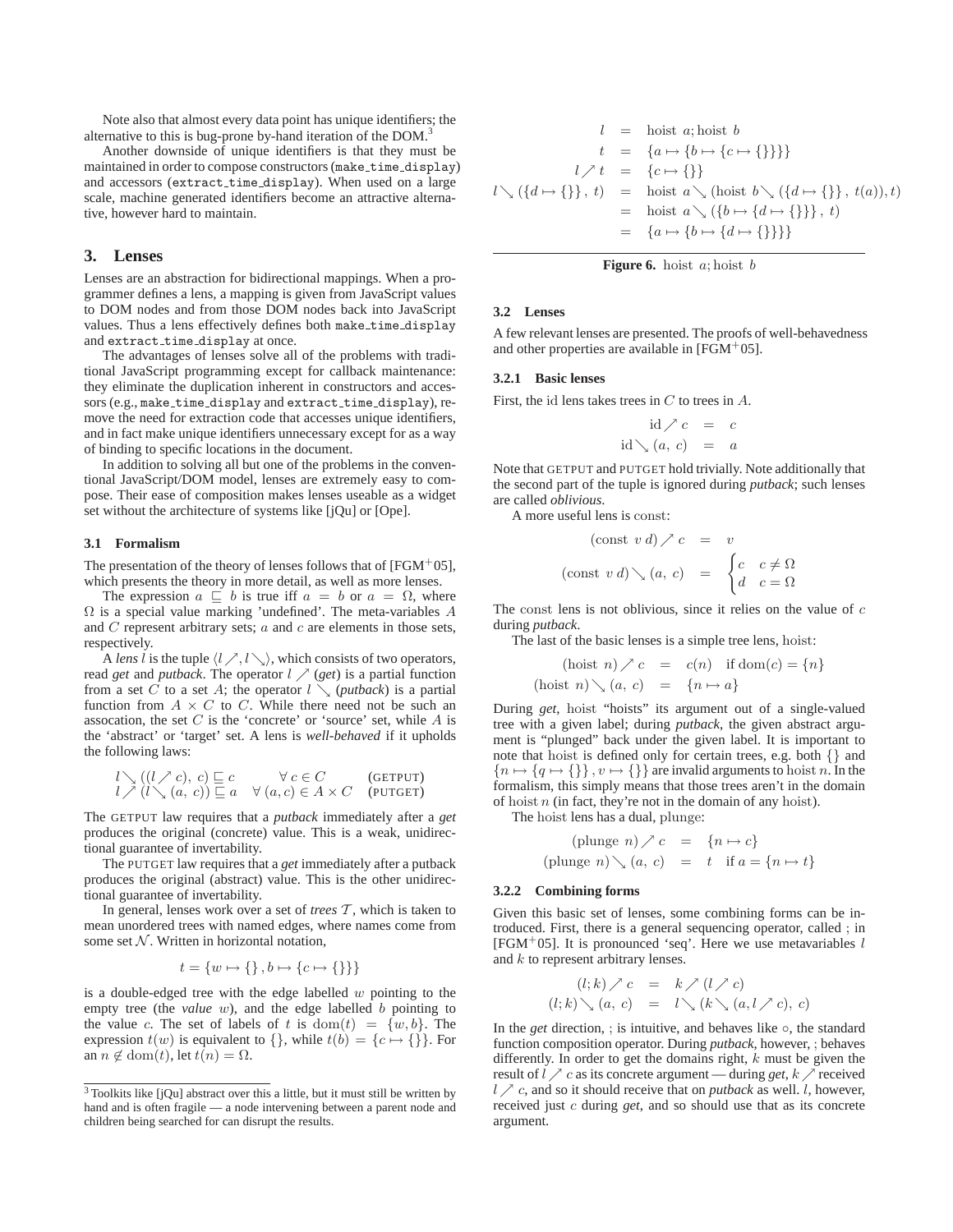Note also that almost every data point has unique identifiers; the alternative to this is bug-prone by-hand iteration of the DOM.[3]

Another downside of unique identifiers is that they must be maintained in order to compose constructors (make_time_display) and accessors (extract_time_display). When used on a large scale, machine generated identifiers become an attractive alternative, however hard to maintain.

## 3. Lenses

Lenses are an abstraction for bidirectional mappings. When a programmer defines a lens, a mapping is given from JavaScript values to DOM nodes and from those DOM nodes back into JavaScript values. Thus a lens effectively defines both make_time_display and extract_time_display at once.

The advantages of lenses solve all of the problems with traditional JavaScript programming except for callback maintenance: they eliminate the duplication inherent in constructors and accessors (e.g., make_time_display and extract_time_display), remove the need for extraction code that accesses unique identifiers, and in fact make unique identifiers unnecessary except for as a way of binding to specific locations in the document.

In addition to solving all but one of the problems in the conventional JavaScript/DOM model, lenses are extremely easy to compose. Their ease of composition makes lenses useable as a widget set without the architecture of systems like [jQu] or [Ope].

### 3.1 Formalism

The presentation of the theory of lenses follows that of [FGM+05], which presents the theory in more detail, as well as more lenses.

The expression $a \sqsubseteq b$ is true iff $a = b$ or $a = \Omega$, where $\Omega$ is a special value marking 'undefined'. The meta-variables $A$ and $C$ represent arbitrary sets; $a$ and $c$ are elements in those sets, respectively.

A *lens* $l$ is the tuple $\langle l\nearrow, l\searrow\rangle$, which consists of two operators, read *get* and *putback*. The operator $l \nearrow$ (*get*) is a partial function from a set $C$ to a set $A$; the operator $l \searrow$ (*putback*) is a partial function from $A \times C$ to $C$. While there need not be such an assocation, the set $C$ is the 'concrete' or 'source' set, while $A$ is the 'abstract' or 'target' set. A lens is *well-behaved* if it upholds the following laws:

$$
\begin{array}{lll}
l \searrow ((l \nearrow c),\ c) \sqsubseteq c & \forall\, c \in C & \text{(GETPUT)} \\
l \nearrow (l \searrow (a,\ c)) \sqsubseteq a & \forall\, (a, c) \in A \times C & \text{(PUTGET)}
\end{array}
$$

The GETPUT law requires that a *putback* immediately after a *get* produces the original (concrete) value. This is a weak, unidirectional guarantee of invertability.

The PUTGET law requires that a *get* immediately after a putback produces the original (abstract) value. This is the other unidirectional guarantee of invertability.

In general, lenses work over a set of *trees* $\mathcal{T}$, which is taken to mean unordered trees with named edges, where names come from some set $\mathcal{N}$. Written in horizontal notation,

$$t = \{w \mapsto \{\}, b \mapsto \{c \mapsto \{\}\}\}$$

is a double-edged tree with the edge labelled $w$ pointing to the empty tree (the *value* $w$), and the edge labelled $b$ pointing to the value $c$. The set of labels of $t$ is $\mathrm{dom}(t) = \{w, b\}$. The expression $t(w)$ is equivalent to $\{\}$, while $t(b) = \{c \mapsto \{\}\}$. For an $n \notin \mathrm{dom}(t)$, let $t(n) = \Omega$.

[3] Toolkits like [jQu] abstract over this a little, but it must still be written by hand and is often fragile — a node intervening between a parent node and children being searched for can disrupt the results.

$$
\begin{array}{rcl}
l & = & \text{hoist } a; \text{hoist } b \\
t & = & \{a \mapsto \{b \mapsto \{c \mapsto \{\}\}\}\} \\
l \nearrow t & = & \{c \mapsto \{\}\} \\
l \searrow (\{d \mapsto \{\}\},\ t) & = & \text{hoist } a \searrow (\text{hoist } b \searrow (\{d \mapsto \{\}\},\ t(a)), t) \\
 & = & \text{hoist } a \searrow (\{b \mapsto \{d \mapsto \{\}\}\},\ t) \\
 & = & \{a \mapsto \{b \mapsto \{d \mapsto \{\}\}\}\}
\end{array}
$$

**Figure 6.** hoist $a$; hoist $b$

### 3.2 Lenses

A few relevant lenses are presented. The proofs of well-behavedness and other properties are available in [FGM+05].

#### 3.2.1 Basic lenses

First, the id lens takes trees in $C$ to trees in $A$.

$$
\begin{array}{rcl}
\text{id} \nearrow c & = & c \\
\text{id} \searrow (a,\ c) & = & a
\end{array}
$$

Note that GETPUT and PUTGET hold trivially. Note additionally that the second part of the tuple is ignored during *putback*; such lenses are called *oblivious*.

A more useful lens is const:

$$
\begin{array}{rcl}
(\text{const } v\ d) \nearrow c & = & v \\
(\text{const } v\ d) \searrow (a,\ c) & = & \begin{cases} c & c \neq \Omega \\ d & c = \Omega \end{cases}
\end{array}
$$

The const lens is not oblivious, since it relies on the value of $c$ during *putback*.

The last of the basic lenses is a simple tree lens, hoist:

$$
\begin{array}{rcl}
(\text{hoist } n) \nearrow c & = & c(n) \quad \text{if } \mathrm{dom}(c) = \{n\} \\
(\text{hoist } n) \searrow (a,\ c) & = & \{n \mapsto a\}
\end{array}
$$

During *get*, hoist "hoists" its argument out of a single-valued tree with a given label; during *putback*, the given abstract argument is "plunged" back under the given label. It is important to note that hoist is defined only for certain trees, e.g. both $\{\}$ and $\{n \mapsto \{q \mapsto \{\}\}, v \mapsto \{\}\}$ are invalid arguments to hoist $n$. In the formalism, this simply means that those trees aren't in the domain of hoist $n$ (in fact, they're not in the domain of any hoist).

The hoist lens has a dual, plunge:

$$
\begin{array}{rcl}
(\text{plunge } n) \nearrow c & = & \{n \mapsto c\} \\
(\text{plunge } n) \searrow (a,\ c) & = & t \quad \text{if } a = \{n \mapsto t\}
\end{array}
$$

#### 3.2.2 Combining forms

Given this basic set of lenses, some combining forms can be introduced. First, there is a general sequencing operator, called ; in [FGM+05]. It is pronounced 'seq'. Here we use metavariables $l$ and $k$ to represent arbitrary lenses.

$$
\begin{array}{rcl}
(l; k) \nearrow c & = & k \nearrow (l \nearrow c) \\
(l; k) \searrow (a,\ c) & = & l \searrow (k \searrow (a, l \nearrow c),\ c)
\end{array}
$$

In the *get* direction, ; is intuitive, and behaves like $\circ$, the standard function composition operator. During *putback*, however, ; behaves differently. In order to get the domains right, $k$ must be given the result of $l \nearrow c$ as its concrete argument — during *get*, $k \nearrow$ received $l \nearrow c$, and so it should receive that on *putback* as well. $l$, however, received just $c$ during *get*, and so should use that as its concrete argument.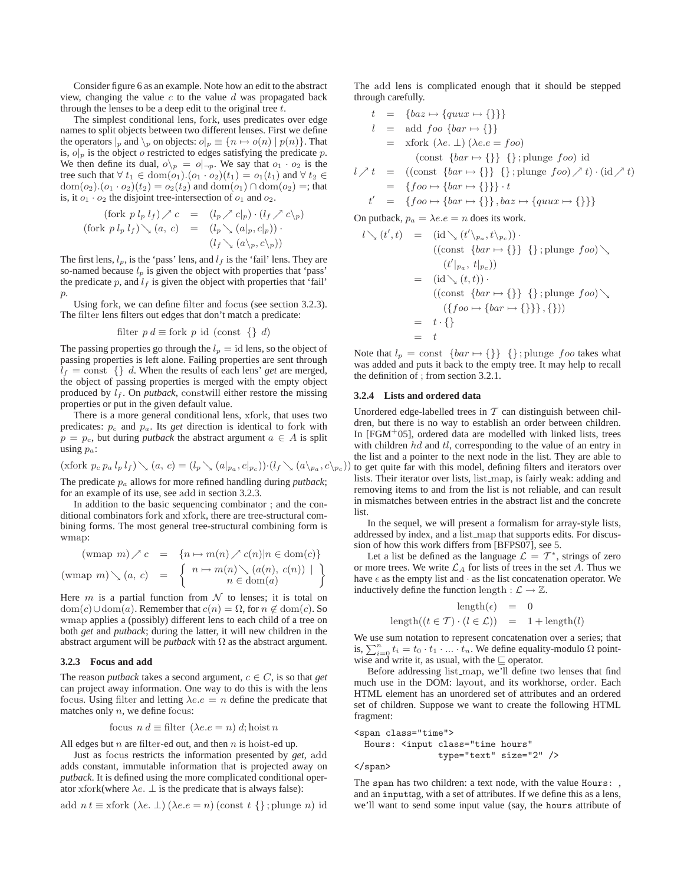Consider figure 6 as an example. Note how an edit to the abstract view, changing the value $c$ to the value $d$ was propagated back through the lenses to be a deep edit to the original tree $t$.

The simplest conditional lens, fork, uses predicates over edge names to split objects between two different lenses. First we define the operators $|_p$ and $\backslash_p$ on objects: $o|_p \equiv \{n \mapsto o(n) \mid p(n)\}$. That is, $o|_p$ is the object $o$ restricted to edges satisfying the predicate $p$. We then define its dual, $o\backslash_p = o|_{\neg p}$. We say that $o_1 \cdot o_2$ is the tree such that $\forall\, t_1 \in \mathrm{dom}(o_1).(o_1 \cdot o_2)(t_1) = o_1(t_1)$ and $\forall\, t_2 \in \mathrm{dom}(o_2).(o_1 \cdot o_2)(t_2) = o_2(t_2)$ and $\mathrm{dom}(o_1) \cap \mathrm{dom}(o_2) =$; that is, it $o_1 \cdot o_2$ the disjoint tree-intersection of $o_1$ and $o_2$.

$$
\begin{aligned}
(\mathrm{fork}\ p\, l_p\, l_f) \nearrow c &= (l_p \nearrow c|_p) \cdot (l_f \nearrow c\backslash_p)\\
(\mathrm{fork}\ p\, l_p\, l_f) \searrow (a,\ c) &= (l_p \searrow (a|_p, c|_p)) \cdot\\
&\quad\ (l_f \searrow (a\backslash_p, c\backslash_p))
\end{aligned}
$$

The first lens, $l_p$, is the 'pass' lens, and $l_f$ is the 'fail' lens. They are so-named because $l_p$ is given the object with properties that 'pass' the predicate $p$, and $l_f$ is given the object with properties that 'fail' $p$.

Using fork, we can define filter and focus (see section 3.2.3). The filter lens filters out edges that don't match a predicate:

$$\mathrm{filter}\ p\ d \equiv \mathrm{fork}\ p\ \mathrm{id}\ (\mathrm{const}\ \ \{\}\ d)$$

The passing properties go through the $l_p = \mathrm{id}$ lens, so the object of passing properties is left alone. Failing properties are sent through $l_f = \mathrm{const}\ \ \{\}\ d$. When the results of each lens' *get* are merged, the object of passing properties is merged with the empty object produced by $l_f$. On *putback*, constwill either restore the missing properties or put in the given default value.

There is a more general conditional lens, xfork, that uses two predicates: $p_c$ and $p_a$. Its *get* direction is identical to fork with $p = p_c$, but during *putback* the abstract argument $a \in A$ is split using $p_a$:

$$(\mathrm{xfork}\ p_c\, p_a\, l_p\, l_f) \searrow (a,\ c) = (l_p \searrow (a|_{p_a}, c|_{p_c})) \cdot (l_f \searrow (a\backslash_{p_a}, c\backslash_{p_c}))$$

The predicate $p_a$ allows for more refined handling during *putback*; for an example of its use, see add in section 3.2.3.

In addition to the basic sequencing combinator ; and the conditional combinators fork and xfork, there are tree-structural combining forms. The most general tree-structural combining form is wmap:

$$
\begin{aligned}
(\mathrm{wmap}\ m) \nearrow c &= \{n \mapsto m(n) \nearrow c(n) | n \in \mathrm{dom}(c)\}\\
(\mathrm{wmap}\ m) \searrow (a,\ c) &= \left\{ \begin{array}{c} n \mapsto m(n) \searrow (a(n),\ c(n))\ \mid \\ n \in \mathrm{dom}(a) \end{array} \right\}
\end{aligned}
$$

Here $m$ is a partial function from $\mathcal{N}$ to lenses; it is total on $\mathrm{dom}(c) \cup \mathrm{dom}(a)$. Remember that $c(n) = \Omega$, for $n \notin \mathrm{dom}(c)$. So wmap applies a (possibly) different lens to each child of a tree on both *get* and *putback*; during the latter, it will new children in the abstract argument will be *putback* with $\Omega$ as the abstract argument.

### 3.2.3 Focus and add

The reason *putback* takes a second argument, $c \in C$, is so that *get* can project away information. One way to do this is with the lens focus. Using filter and letting $\lambda e.e = n$ define the predicate that matches only $n$, we define focus:

$$\mathrm{focus}\ n\ d \equiv \mathrm{filter}\ (\lambda e.e = n)\ d; \mathrm{hoist}\, n$$

All edges but $n$ are filter-ed out, and then $n$ is hoist-ed up.

Just as focus restricts the information presented by *get*, add adds constant, immutable information that is projected away on *putback*. It is defined using the more complicated conditional operator xfork(where $\lambda e.\ \bot$ is the predicate that is always false):

$$\mathrm{add}\ n\ t \equiv \mathrm{xfork}\ (\lambda e.\ \bot)\ (\lambda e.e = n)\ (\mathrm{const}\ t\ \{\}; \mathrm{plunge}\ n)\ \mathrm{id}$$

The add lens is complicated enough that it should be stepped through carefully.

$$
\begin{aligned}
t &= \{baz \mapsto \{quux \mapsto \{\}\}\}\\
l &= \mathrm{add}\ foo\ \{bar \mapsto \{\}\}\\
&= \mathrm{xfork}\ (\lambda e.\ \bot)\ (\lambda e.e = foo)\\
&\qquad (\mathrm{const}\ \ \{bar \mapsto \{\}\}\ \ \{\}; \mathrm{plunge}\ foo)\ \mathrm{id}\\
l \nearrow t &= ((\mathrm{const}\ \ \{bar \mapsto \{\}\}\ \ \{\}; \mathrm{plunge}\ foo) \nearrow t) \cdot (\mathrm{id} \nearrow t)\\
&= \{foo \mapsto \{bar \mapsto \{\}\}\} \cdot t\\
t' &= \{foo \mapsto \{bar \mapsto \{\}\}, baz \mapsto \{quux \mapsto \{\}\}\}
\end{aligned}
$$

On putback, $p_a = \lambda e.e = n$ does its work.

$$
\begin{aligned}
l \searrow (t', t) &= (\mathrm{id} \searrow (t'\backslash_{p_a}, t\backslash_{p_c})) \cdot\\
&\quad ((\mathrm{const}\ \ \{bar \mapsto \{\}\}\ \ \{\}; \mathrm{plunge}\ foo) \searrow\\
&\qquad (t'|_{p_a},\ t|_{p_c}))\\
&= (\mathrm{id} \searrow (t, t)) \cdot\\
&\quad ((\mathrm{const}\ \ \{bar \mapsto \{\}\}\ \ \{\}; \mathrm{plunge}\ foo) \searrow\\
&\qquad (\{foo \mapsto \{bar \mapsto \{\}\}\}, \{\}))\\
&= t \cdot \{\}\\
&= t
\end{aligned}
$$

Note that $l_p = \mathrm{const}\ \ \{bar \mapsto \{\}\}\ \ \{\}; \mathrm{plunge}\ foo$ takes what was added and puts it back to the empty tree. It may help to recall the definition of ; from section 3.2.1.

### 3.2.4 Lists and ordered data

Unordered edge-labelled trees in $\mathcal{T}$ can distinguish between children, but there is no way to establish an order between children. In [FGM+05], ordered data are modelled with linked lists, trees with children $hd$ and $tl$, corresponding to the value of an entry in the list and a pointer to the next node in the list. They are able to to get quite far with this model, defining filters and iterators over lists. Their iterator over lists, list_map, is fairly weak: adding and removing items to and from the list is not reliable, and can result in mismatches between entries in the abstract list and the concrete list.

In the sequel, we will present a formalism for array-style lists, addressed by index, and a list_map that supports edits. For discussion of how this work differs from [BFPS07], see 5.

Let a list be defined as the language $\mathcal{L} = \mathcal{T}^*$, strings of zero or more trees. We write $\mathcal{L}_A$ for lists of trees in the set $A$. Thus we have $\epsilon$ as the empty list and $\cdot$ as the list concatenation operator. We inductively define the function $\mathrm{length} : \mathcal{L} \to \mathbb{Z}$.

$$
\begin{aligned}
\mathrm{length}(\epsilon) &= 0\\
\mathrm{length}((t \in \mathcal{T}) \cdot (l \in \mathcal{L})) &= 1 + \mathrm{length}(l)
\end{aligned}
$$

We use sum notation to represent concatenation over a series; that is, $\sum_{i=0}^{n} t_i = t_0 \cdot t_1 \cdot \ldots \cdot t_n$. We define equality-modulo $\Omega$ pointwise and write it, as usual, with the $\sqsubseteq$ operator.

Before addressing list_map, we'll define two lenses that find much use in the DOM: layout, and its workhorse, order. Each HTML element has an unordered set of attributes and an ordered set of children. Suppose we want to create the following HTML fragment:

```
<span class="time">
  Hours: <input class="time hours"
                type="text" size="2" />
</span>
```

The span has two children: a text node, with the value `Hours: `, and an inputtag, with a set of attributes. If we define this as a lens, we'll want to send some input value (say, the hours attribute of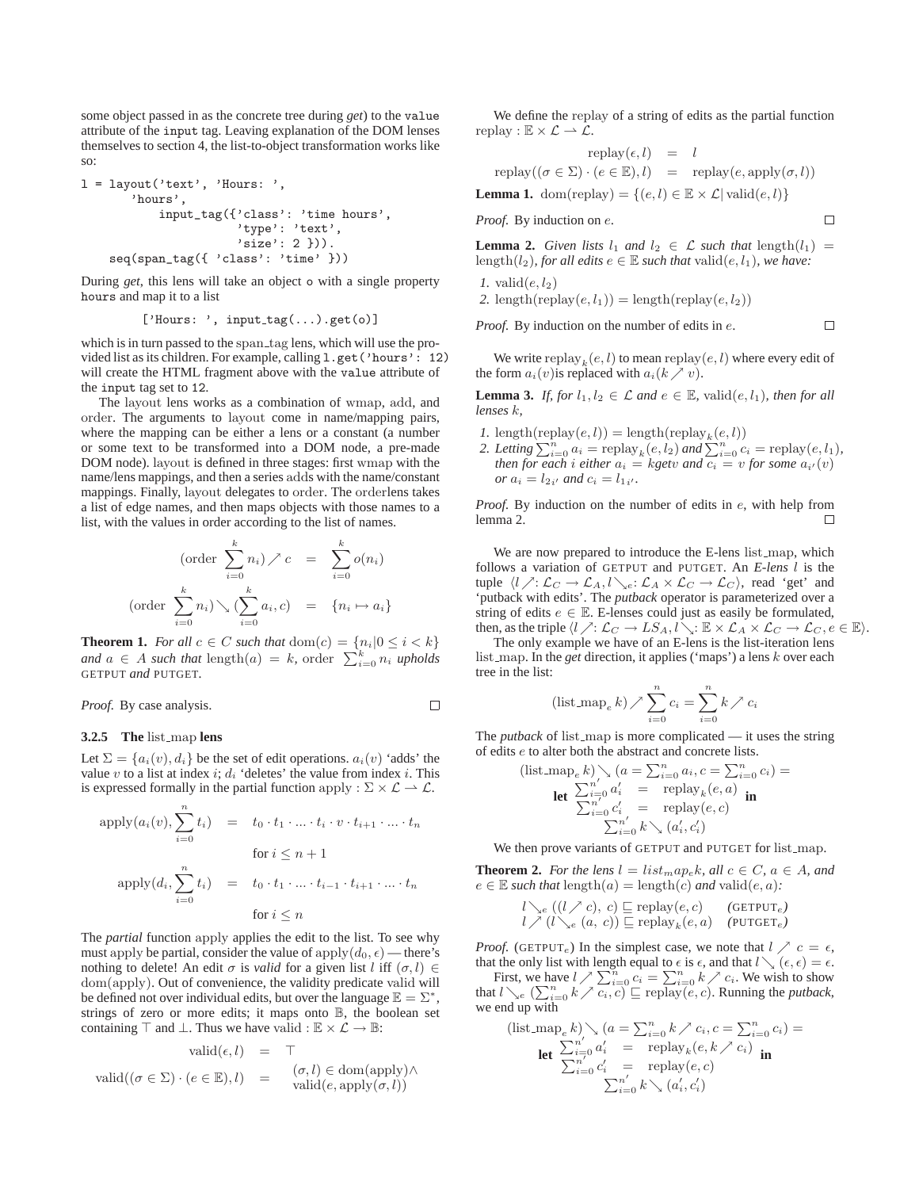some object passed in as the concrete tree during *get*) to the value attribute of the input tag. Leaving explanation of the DOM lenses themselves to section 4, the list-to-object transformation works like so:

```
l = layout('text', 'Hours: ',
       'hours',
           input_tag({'class': 'time hours',
                      'type': 'text',
                      'size': 2 })).
    seq(span_tag({ 'class': 'time' }))
```

During *get*, this lens will take an object o with a single property hours and map it to a list

$$['Hours: ', input\_tag(...).get(o)]$$

which is in turn passed to the span_tag lens, which will use the provided list as its children. For example, calling `l.get('hours': 12)` will create the HTML fragment above with the value attribute of the input tag set to 12.

The layout lens works as a combination of wmap, add, and order. The arguments to layout come in name/mapping pairs, where the mapping can be either a lens or a constant (a number or some text to be transformed into a DOM node, a pre-made DOM node). layout is defined in three stages: first wmap with the name/lens mappings, and then a series adds with the name/constant mappings. Finally, layout delegates to order. The orderlens takes a list of edge names, and then maps objects with those names to a list, with the values in order according to the list of names.

$$
\begin{aligned}
(\text{order } \sum_{i=0}^{k} n_i) \nearrow c &= \sum_{i=0}^{k} o(n_i) \\
(\text{order } \sum_{i=0}^{k} n_i) \searrow (\sum_{i=0}^{k} a_i, c) &= \{n_i \mapsto a_i\}
\end{aligned}
$$

**Theorem 1.** *For all $c \in C$ such that $\text{dom}(c) = \{n_i | 0 \le i < k\}$ and $a \in A$ such that $\text{length}(a) = k$, order $\sum_{i=0}^{k} n_i$ upholds* GETPUT *and* PUTGET.

*Proof.* By case analysis. ☐

#### 3.2.5 The list_map lens

Let $\Sigma = \{a_i(v), d_i\}$ be the set of edit operations. $a_i(v)$ 'adds' the value $v$ to a list at index $i$; $d_i$ 'deletes' the value from index $i$. This is expressed formally in the partial function $\text{apply} : \Sigma \times \mathcal{L} \rightharpoonup \mathcal{L}$.

$$
\begin{aligned}
\text{apply}(a_i(v), \sum_{i=0}^{n} t_i) &= t_0 \cdot t_1 \cdot ... \cdot t_i \cdot v \cdot t_{i+1} \cdot ... \cdot t_n \\
& \quad \text{for } i \le n+1 \\
\text{apply}(d_i, \sum_{i=0}^{n} t_i) &= t_0 \cdot t_1 \cdot ... \cdot t_{i-1} \cdot t_{i+1} \cdot ... \cdot t_n \\
& \quad \text{for } i \le n
\end{aligned}
$$

The *partial* function apply applies the edit to the list. To see why must apply be partial, consider the value of $\text{apply}(d_0, \epsilon)$ — there's nothing to delete! An edit $\sigma$ is *valid* for a given list $l$ iff $(\sigma, l) \in \text{dom}(\text{apply})$. Out of convenience, the validity predicate valid will be defined not over individual edits, but over the language $\mathbb{E} = \Sigma^*$, strings of zero or more edits; it maps onto $\mathbb{B}$, the boolean set containing $\top$ and $\bot$. Thus we have $\text{valid} : \mathbb{E} \times \mathcal{L} \to \mathbb{B}$:

$$
\begin{aligned}
\text{valid}(\epsilon, l) &= \top \\
\text{valid}((\sigma \in \Sigma) \cdot (e \in \mathbb{E}), l) &= \begin{array}{l}(\sigma, l) \in \text{dom}(\text{apply}) \wedge \\ \text{valid}(e, \text{apply}(\sigma, l))\end{array}
\end{aligned}
$$

We define the replay of a string of edits as the partial function $\text{replay} : \mathbb{E} \times \mathcal{L} \rightharpoonup \mathcal{L}$.

$$
\begin{aligned}
\text{replay}(\epsilon, l) &= l \\
\text{replay}((\sigma \in \Sigma) \cdot (e \in \mathbb{E}), l) &= \text{replay}(e, \text{apply}(\sigma, l))
\end{aligned}
$$

**Lemma 1.** $\text{dom}(\text{replay}) = \{(e, l) \in \mathbb{E} \times \mathcal{L} | \, \text{valid}(e, l)\}$

*Proof.* By induction on $e$. ☐

**Lemma 2.** *Given lists $l_1$ and $l_2 \in \mathcal{L}$ such that $\text{length}(l_1) = \text{length}(l_2)$, for all edits $e \in \mathbb{E}$ such that $\text{valid}(e, l_1)$, we have:*

1. $\text{valid}(e, l_2)$
2. $\text{length}(\text{replay}(e, l_1)) = \text{length}(\text{replay}(e, l_2))$

*Proof.* By induction on the number of edits in $e$. ☐

We write $\text{replay}_k(e, l)$ to mean $\text{replay}(e, l)$ where every edit of the form $a_i(v)$is replaced with $a_i(k \nearrow v)$.

**Lemma 3.** *If, for $l_1, l_2 \in \mathcal{L}$ and $e \in \mathbb{E}$, $\text{valid}(e, l_1)$, then for all lenses $k$,*

1. $\text{length}(\text{replay}(e, l)) = \text{length}(\text{replay}_k(e, l))$
2. *Letting $\sum_{i=0}^{n} a_i = \text{replay}_k(e, l_2)$ and $\sum_{i=0}^{n} c_i = \text{replay}(e, l_1)$, then for each $i$ either $a_i = k get v$ and $c_i = v$ for some $a_{i'}(v)$ or $a_i = l_{2i'}$ and $c_i = l_{1i'}$.*

*Proof.* By induction on the number of edits in $e$, with help from lemma 2. ☐

We are now prepared to introduce the E-lens list_map, which follows a variation of GETPUT and PUTGET. An *E-lens* $l$ is the tuple $\langle l \nearrow : \mathcal{L}_C \to \mathcal{L}_A, l \searrow_e : \mathcal{L}_A \times \mathcal{L}_C \to \mathcal{L}_C \rangle$, read 'get' and 'putback with edits'. The *putback* operator is parameterized over a string of edits $e \in \mathbb{E}$. E-lenses could just as easily be formulated, then, as the triple $\langle l \nearrow : \mathcal{L}_C \to LS_A, l \searrow : \mathbb{E} \times \mathcal{L}_A \times \mathcal{L}_C \to \mathcal{L}_C, e \in \mathbb{E} \rangle$.

The only example we have of an E-lens is the list-iteration lens list_map. In the *get* direction, it applies ('maps') a lens $k$ over each tree in the list:

$$(\text{list\_map}_e\, k) \nearrow \sum_{i=0}^{n} c_i = \sum_{i=0}^{n} k \nearrow c_i$$

The *putback* of list_map is more complicated — it uses the string of edits $e$ to alter both the abstract and concrete lists.

$$
\begin{aligned}
&(\text{list\_map}_e\, k) \searrow (a = \textstyle\sum_{i=0}^{n} a_i, c = \sum_{i=0}^{n} c_i) = \\
&\quad \textbf{let } \begin{array}{rcl} \sum_{i=0}^{n'} a'_i &=& \text{replay}_k(e, a) \\ \sum_{i=0}^{n'} c'_i &=& \text{replay}(e, c) \end{array} \textbf{ in} \\
&\qquad \textstyle\sum_{i=0}^{n'} k \searrow (a'_i, c'_i)
\end{aligned}
$$

We then prove variants of GETPUT and PUTGET for list_map.

**Theorem 2.** *For the lens $l = list_map_e k$, all $c \in C$, $a \in A$, and $e \in \mathbb{E}$ such that $\text{length}(a) = \text{length}(c)$ and $\text{valid}(e, a)$:*

$$
\begin{array}{ll}
l \searrow_e ((l \nearrow c),\ c) \sqsubseteq \text{replay}(e, c) & (\text{GETPUT}_e) \\
l \nearrow (l \searrow_e (a,\ c)) \sqsubseteq \text{replay}_k(e, a) & (\text{PUTGET}_e)
\end{array}
$$

*Proof.* ($\text{GETPUT}_e$) In the simplest case, we note that $l \nearrow c = \epsilon$, that the only list with length equal to $\epsilon$ is $\epsilon$, and that $l \searrow (\epsilon, \epsilon) = \epsilon$.

First, we have $l \nearrow \sum_{i=0}^{n} c_i = \sum_{i=0}^{n} k \nearrow c_i$. We wish to show that $l \searrow_e (\sum_{i=0}^{n} k \nearrow c_i, c) \sqsubseteq \text{replay}(e, c)$. Running the *putback*, we end up with

$$
\begin{aligned}
&(\text{list\_map}_e\, k) \searrow (a = \textstyle\sum_{i=0}^{n} k \nearrow c_i, c = \sum_{i=0}^{n} c_i) = \\
&\quad \textbf{let } \begin{array}{rcl} \sum_{i=0}^{n'} a'_i &=& \text{replay}_k(e, k \nearrow c_i) \\ \sum_{i=0}^{n'} c'_i &=& \text{replay}(e, c) \end{array} \textbf{ in} \\
&\qquad \textstyle\sum_{i=0}^{n'} k \searrow (a'_i, c'_i)
\end{aligned}
$$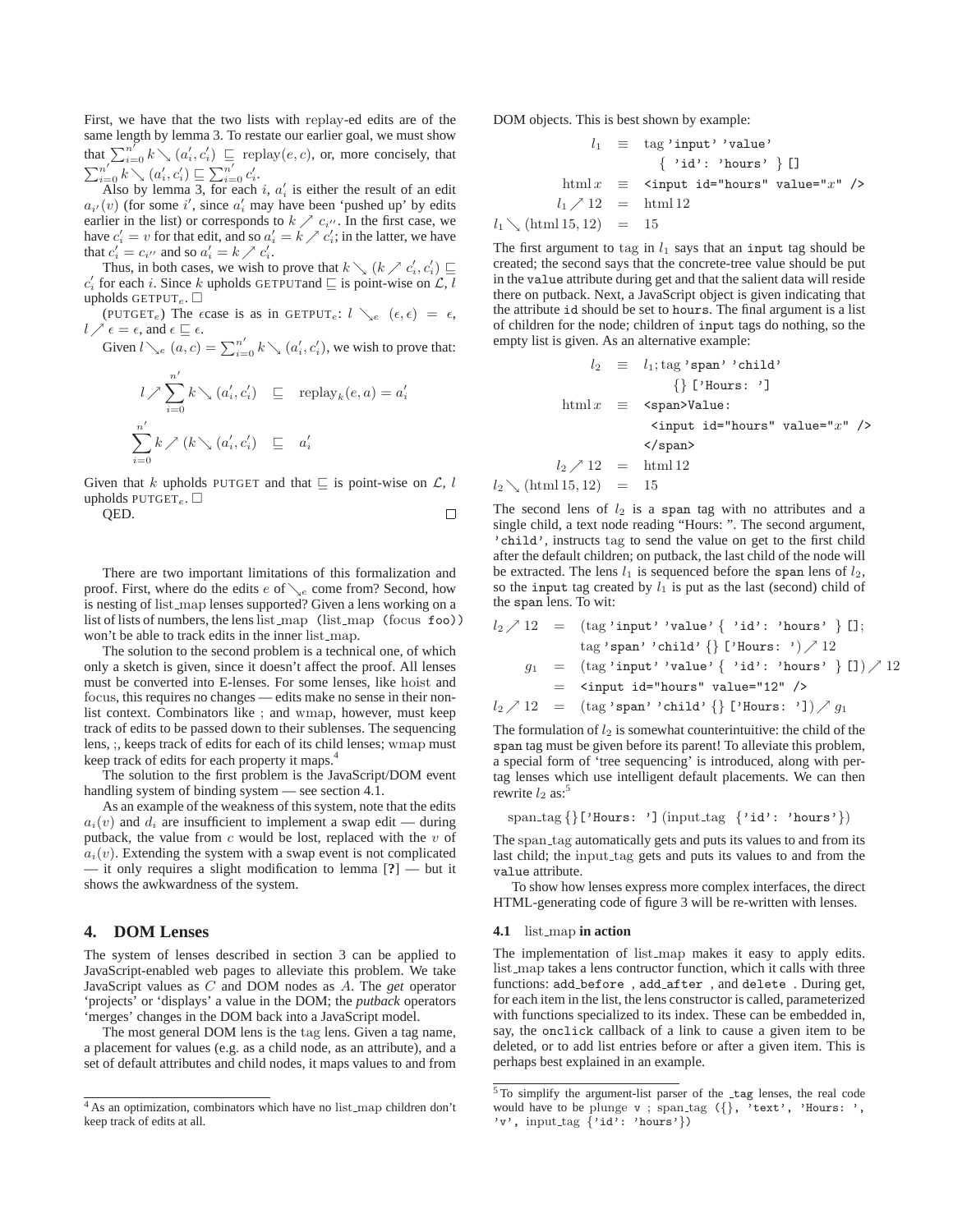First, we have that the two lists with replay-ed edits are of the same length by lemma 3. To restate our earlier goal, we must show that $\sum_{i=0}^{n'} k \searrow (a'_i, c'_i) \sqsubseteq \text{replay}(e, c)$, or, more concisely, that $\sum_{i=0}^{n'} k \searrow (a'_i, c'_i) \sqsubseteq \sum_{i=0}^{n'} c'_i$.

Also by lemma 3, for each $i$, $a'_i$ is either the result of an edit $a_{i'}(v)$ (for some $i'$, since $a'_i$ may have been 'pushed up' by edits earlier in the list) or corresponds to $k \nearrow c_{i''}$. In the first case, we have $c'_i = v$ for that edit, and so $a'_i = k \nearrow c'_i$; in the latter, we have that $c'_i = c_{i''}$ and so $a'_i = k \nearrow c'_i$.

Thus, in both cases, we wish to prove that $k \searrow (k \nearrow c'_i, c'_i) \sqsubseteq c'_i$ for each $i$. Since $k$ upholds GETPUTand $\sqsubseteq$ is point-wise on $\mathcal{L}$, $l$ upholds GETPUT$_e$. □

(PUTGET$_e$) The $\epsilon$case is as in GETPUT$_e$: $l \searrow_e (\epsilon, \epsilon) = \epsilon$, $l \nearrow \epsilon = \epsilon$, and $\epsilon \sqsubseteq \epsilon$.

Given $l \searrow_e (a, c) = \sum_{i=0}^{n'} k \searrow (a'_i, c'_i)$, we wish to prove that:

$$l \nearrow \sum_{i=0}^{n'} k \searrow (a'_i, c'_i) \quad \sqsubseteq \quad \text{replay}_k(e, a) = a'_i$$

$$\sum_{i=0}^{n'} k \nearrow (k \searrow (a'_i, c'_i) \quad \sqsubseteq \quad a'_i$$

Given that $k$ upholds PUTGET and that $\sqsubseteq$ is point-wise on $\mathcal{L}$, $l$ upholds PUTGET$_e$. □

QED. □

There are two important limitations of this formalization and proof. First, where do the edits $e$ of $\searrow_e$ come from? Second, how is nesting of list_map lenses supported? Given a lens working on a list of lists of numbers, the lens list_map (list_map (focus foo)) won't be able to track edits in the inner list_map.

The solution to the second problem is a technical one, of which only a sketch is given, since it doesn't affect the proof. All lenses must be converted into E-lenses. For some lenses, like hoist and focus, this requires no changes — edits make no sense in their non-list context. Combinators like ; and wmap, however, must keep track of edits to be passed down to their sublenses. The sequencing lens, ;, keeps track of edits for each of its child lenses; wmap must keep track of edits for each property it maps.[4]

The solution to the first problem is the JavaScript/DOM event handling system of binding system — see section 4.1.

As an example of the weakness of this system, note that the edits $a_i(v)$ and $d_i$ are insufficient to implement a swap edit — during putback, the value from $c$ would be lost, replaced with the $v$ of $a_i(v)$. Extending the system with a swap event is not complicated — it only requires a slight modification to lemma [?] — but it shows the awkwardness of the system.

## 4. DOM Lenses

The system of lenses described in section 3 can be applied to JavaScript-enabled web pages to alleviate this problem. We take JavaScript values as $C$ and DOM nodes as $A$. The *get* operator 'projects' or 'displays' a value in the DOM; the *putback* operators 'merges' changes in the DOM back into a JavaScript model.

The most general DOM lens is the tag lens. Given a tag name, a placement for values (e.g. as a child node, as an attribute), and a set of default attributes and child nodes, it maps values to and from DOM objects. This is best shown by example:

$$\begin{aligned}
l_1 &\equiv \text{tag}\ \texttt{'input'}\ \texttt{'value'} \\
&\quad\ \{\ \texttt{'id': 'hours'}\ \}\ \texttt{[]} \\
\text{html}\ x &\equiv \texttt{<input id="hours" value="}x\texttt{" />} \\
l_1 \nearrow 12 &= \text{html}\ 12 \\
l_1 \searrow (\text{html}\ 15, 12) &= 15
\end{aligned}$$

The first argument to tag in $l_1$ says that an input tag should be created; the second says that the concrete-tree value should be put in the value attribute during get and that the salient data will reside there on putback. Next, a JavaScript object is given indicating that the attribute id should be set to hours. The final argument is a list of children for the node; children of input tags do nothing, so the empty list is given. As an alternative example:

$$\begin{aligned}
l_2 &\equiv l_1; \text{tag}\ \texttt{'span'}\ \texttt{'child'} \\
&\quad\quad \{\}\ \texttt{['Hours: ']} \\
\text{html}\ x &\equiv \texttt{<span>Value:} \\
&\quad\ \texttt{<input id="hours" value="}x\texttt{" />} \\
&\quad\ \texttt{</span>} \\
l_2 \nearrow 12 &= \text{html}\ 12 \\
l_2 \searrow (\text{html}\ 15, 12) &= 15
\end{aligned}$$

The second lens of $l_2$ is a span tag with no attributes and a single child, a text node reading "Hours: ". The second argument, 'child', instructs tag to send the value on get to the first child after the default children; on putback, the last child of the node will be extracted. The lens $l_1$ is sequenced before the span lens of $l_2$, so the input tag created by $l_1$ is put as the last (second) child of the span lens. To wit:

$$\begin{aligned}
l_2 \nearrow 12 &= (\text{tag}\ \texttt{'input'}\ \texttt{'value'}\ \{\ \texttt{'id': 'hours'}\ \}\ \texttt{[]}; \\
&\quad\ \text{tag}\ \texttt{'span'}\ \texttt{'child'}\ \{\}\ \texttt{['Hours: ']}) \nearrow 12 \\
g_1 &= (\text{tag}\ \texttt{'input'}\ \texttt{'value'}\ \{\ \texttt{'id': 'hours'}\ \}\ \texttt{[]}) \nearrow 12 \\
&= \texttt{<input id="hours" value="12" />} \\
l_2 \nearrow 12 &= (\text{tag}\ \texttt{'span'}\ \texttt{'child'}\ \{\}\ \texttt{['Hours: ']}) \nearrow g_1
\end{aligned}$$

The formulation of $l_2$ is somewhat counterintuitive: the child of the span tag must be given before its parent! To alleviate this problem, a special form of 'tree sequencing' is introduced, along with per-tag lenses which use intelligent default placements. We can then rewrite $l_2$ as:[5]

$$\text{span\_tag}\ \{\}\ \texttt{['Hours: ']}\ (\text{input\_tag}\ \ \{\texttt{'id': 'hours'}\})$$

The span_tag automatically gets and puts its values to and from its last child; the input_tag gets and puts its values to and from the value attribute.

To show how lenses express more complex interfaces, the direct HTML-generating code of figure 3 will be re-written with lenses.

### 4.1 list_map in action

The implementation of list_map makes it easy to apply edits. list_map takes a lens contructor function, which it calls with three functions: add_before , add_after , and delete . During get, for each item in the list, the lens constructor is called, parameterized with functions specialized to its index. These can be embedded in, say, the onclick callback of a link to cause a given item to be deleted, or to add list entries before or after a given item. This is perhaps best explained in an example.

---

[4] As an optimization, combinators which have no list_map children don't keep track of edits at all.

[5] To simplify the argument-list parser of the _tag lenses, the real code would have to be plunge v ; span_tag ({}, 'text', 'Hours: ', 'v', input_tag {'id': 'hours'})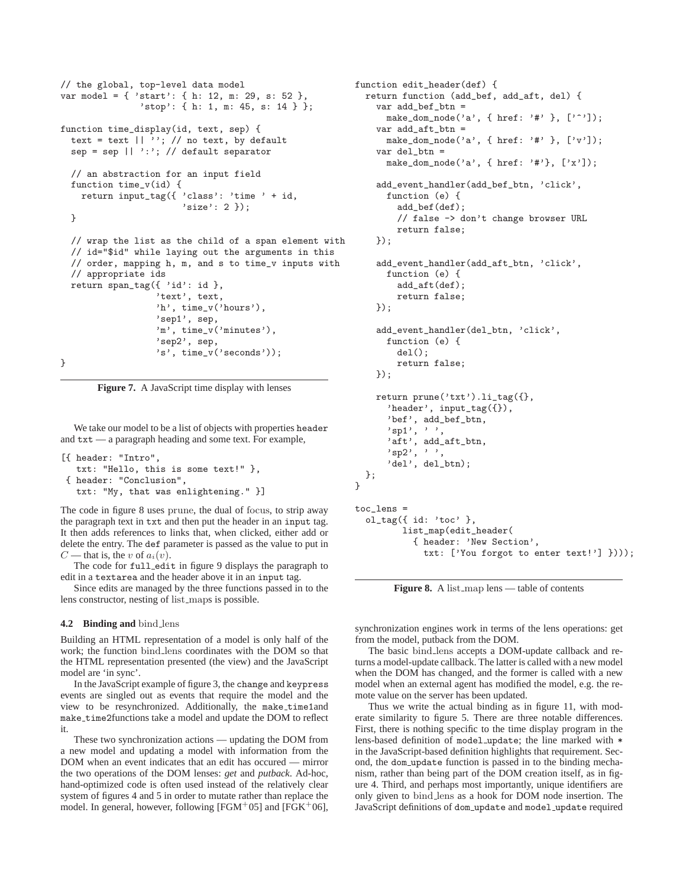```
// the global, top-level data model
var model = { 'start': { h: 12, m: 29, s: 52 },
              'stop': { h: 1, m: 45, s: 14 } };

function time_display(id, text, sep) {
  text = text || ''; // no text, by default
  sep = sep || ':'; // default separator

  // an abstraction for an input field
  function time_v(id) {
    return input_tag({ 'class': 'time ' + id,
                       'size': 2 });
  }

  // wrap the list as the child of a span element with
  // id="$id" while laying out the arguments in this
  // order, mapping h, m, and s to time_v inputs with
  // appropriate ids
  return span_tag({ 'id': id },
                  'text', text,
                  'h', time_v('hours'),
                  'sep1', sep,
                  'm', time_v('minutes'),
                  'sep2', sep,
                  's', time_v('seconds'));
}
```

**Figure 7.** A JavaScript time display with lenses

We take our model to be a list of objects with properties `header` and `txt` — a paragraph heading and some text. For example,

```
[{ header: "Intro",
   txt: "Hello, this is some text!" },
 { header: "Conclusion",
   txt: "My, that was enlightening." }]
```

The code in figure 8 uses prune, the dual of focus, to strip away the paragraph text in `txt` and then put the header in an `input` tag. It then adds references to links that, when clicked, either add or delete the entry. The `def` parameter is passed as the value to put in $C$ — that is, the $v$ of $a_i(v)$.

The code for `full_edit` in figure 9 displays the paragraph to edit in a `textarea` and the header above it in an `input` tag.

Since edits are managed by the three functions passed in to the lens constructor, nesting of list_maps is possible.

```
function edit_header(def) {
  return function (add_bef, add_aft, del) {
    var add_bef_btn =
      make_dom_node('a', { href: '#' }, ['^']);
    var add_aft_btn =
      make_dom_node('a', { href: '#' }, ['v']);
    var del_btn =
      make_dom_node('a', { href: '#'}, ['x']);

    add_event_handler(add_bef_btn, 'click',
      function (e) {
        add_bef(def);
        // false -> don't change browser URL
        return false;
    });

    add_event_handler(add_aft_btn, 'click',
      function (e) {
        add_aft(def);
        return false;
    });

    add_event_handler(del_btn, 'click',
      function (e) {
        del();
        return false;
    });

    return prune('txt').li_tag({},
      'header', input_tag({}),
      'bef', add_bef_btn,
      'sp1', ' ',
      'aft', add_aft_btn,
      'sp2', ' ',
      'del', del_btn);
  };
}

toc_lens =
  ol_tag({ id: 'toc' },
         list_map(edit_header(
           { header: 'New Section',
             txt: ['You forgot to enter text!'] })));
```

**Figure 8.** A list_map lens — table of contents

### 4.2 Binding and bind_lens

Building an HTML representation of a model is only half of the work; the function bind_lens coordinates with the DOM so that the HTML representation presented (the view) and the JavaScript model are 'in sync'.

In the JavaScript example of figure 3, the `change` and `keypress` events are singled out as events that require the model and the view to be resynchronized. Additionally, the `make_time1`and `make_time2`functions take a model and update the DOM to reflect it.

These two synchronization actions — updating the DOM from a new model and updating a model with information from the DOM when an event indicates that an edit has occured — mirror the two operations of the DOM lenses: *get* and *putback*. Ad-hoc, hand-optimized code is often used instead of the relatively clear system of figures 4 and 5 in order to mutate rather than replace the model. In general, however, following [FGM+05] and [FGK+06], synchronization engines work in terms of the lens operations: get from the model, putback from the DOM.

The basic bind_lens accepts a DOM-update callback and returns a model-update callback. The latter is called with a new model when the DOM has changed, and the former is called with a new model when an external agent has modified the model, e.g. the remote value on the server has been updated.

Thus we write the actual binding as in figure 11, with moderate similarity to figure 5. There are three notable differences. First, there is nothing specific to the time display program in the lens-based definition of `model_update`; the line marked with * in the JavaScript-based definition highlights that requirement. Second, the `dom_update` function is passed in to the binding mechanism, rather than being part of the DOM creation itself, as in figure 4. Third, and perhaps most importantly, unique identifiers are only given to bind_lens as a hook for DOM node insertion. The JavaScript definitions of `dom_update` and `model_update` required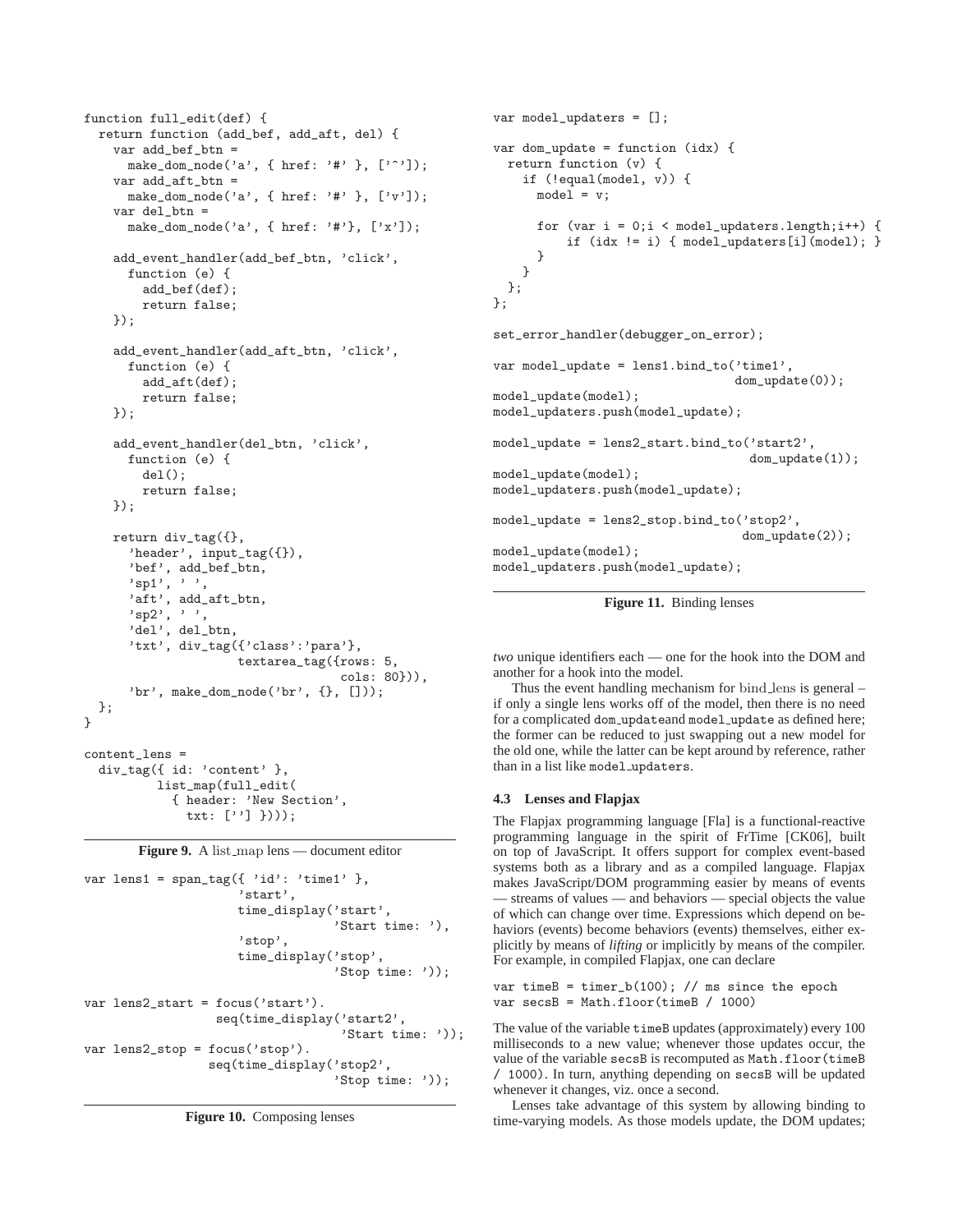```
function full_edit(def) {
  return function (add_bef, add_aft, del) {
    var add_bef_btn =
      make_dom_node('a', { href: '#' }, ['^']);
    var add_aft_btn =
      make_dom_node('a', { href: '#' }, ['v']);
    var del_btn =
      make_dom_node('a', { href: '#'}, ['x']);

    add_event_handler(add_bef_btn, 'click',
      function (e) {
        add_bef(def);
        return false;
    });

    add_event_handler(add_aft_btn, 'click',
      function (e) {
        add_aft(def);
        return false;
    });

    add_event_handler(del_btn, 'click',
      function (e) {
        del();
        return false;
    });

    return div_tag({},
      'header', input_tag({}),
      'bef', add_bef_btn,
      'sp1', ' ',
      'aft', add_aft_btn,
      'sp2', ' ',
      'del', del_btn,
      'txt', div_tag({'class':'para'},
                     textarea_tag({rows: 5,
                                   cols: 80})),
      'br', make_dom_node('br', {}, []));
  };
}

content_lens =
  div_tag({ id: 'content' },
          list_map(full_edit(
            { header: 'New Section',
              txt: [''] })));
```

**Figure 9.** A list_map lens — document editor

```
var lens1 = span_tag({ 'id': 'time1' },
                     'start',
                     time_display('start',
                                  'Start time: '),
                     'stop',
                     time_display('stop',
                                  'Stop time: '));

var lens2_start = focus('start').
                  seq(time_display('start2',
                                   'Start time: '));
var lens2_stop = focus('stop').
                 seq(time_display('stop2',
                                  'Stop time: '));
```

**Figure 10.** Composing lenses

```
var model_updaters = [];

var dom_update = function (idx) {
  return function (v) {
    if (!equal(model, v)) {
      model = v;

      for (var i = 0;i < model_updaters.length;i++) {
          if (idx != i) { model_updaters[i](model); }
      }
    }
  };
};

set_error_handler(debugger_on_error);

var model_update = lens1.bind_to('time1',
                                 dom_update(0));
model_update(model);
model_updaters.push(model_update);

model_update = lens2_start.bind_to('start2',
                                   dom_update(1));
model_update(model);
model_updaters.push(model_update);

model_update = lens2_stop.bind_to('stop2',
                                  dom_update(2));
model_update(model);
model_updaters.push(model_update);
```

**Figure 11.** Binding lenses

*two* unique identifiers each — one for the hook into the DOM and another for a hook into the model.

Thus the event handling mechanism for bind_lens is general – if only a single lens works off of the model, then there is no need for a complicated dom_updateand model_update as defined here; the former can be reduced to just swapping out a new model for the old one, while the latter can be kept around by reference, rather than in a list like model_updaters.

### 4.3 Lenses and Flapjax

The Flapjax programming language [Fla] is a functional-reactive programming language in the spirit of FrTime [CK06], built on top of JavaScript. It offers support for complex event-based systems both as a library and as a compiled language. Flapjax makes JavaScript/DOM programming easier by means of events — streams of values — and behaviors — special objects the value of which can change over time. Expressions which depend on behaviors (events) become behaviors (events) themselves, either explicitly by means of *lifting* or implicitly by means of the compiler. For example, in compiled Flapjax, one can declare

```
var timeB = timer_b(100); // ms since the epoch
var secsB = Math.floor(timeB / 1000)
```

The value of the variable timeB updates (approximately) every 100 milliseconds to a new value; whenever those updates occur, the value of the variable secsB is recomputed as Math.floor(timeB / 1000). In turn, anything depending on secsB will be updated whenever it changes, viz. once a second.

Lenses take advantage of this system by allowing binding to time-varying models. As those models update, the DOM updates;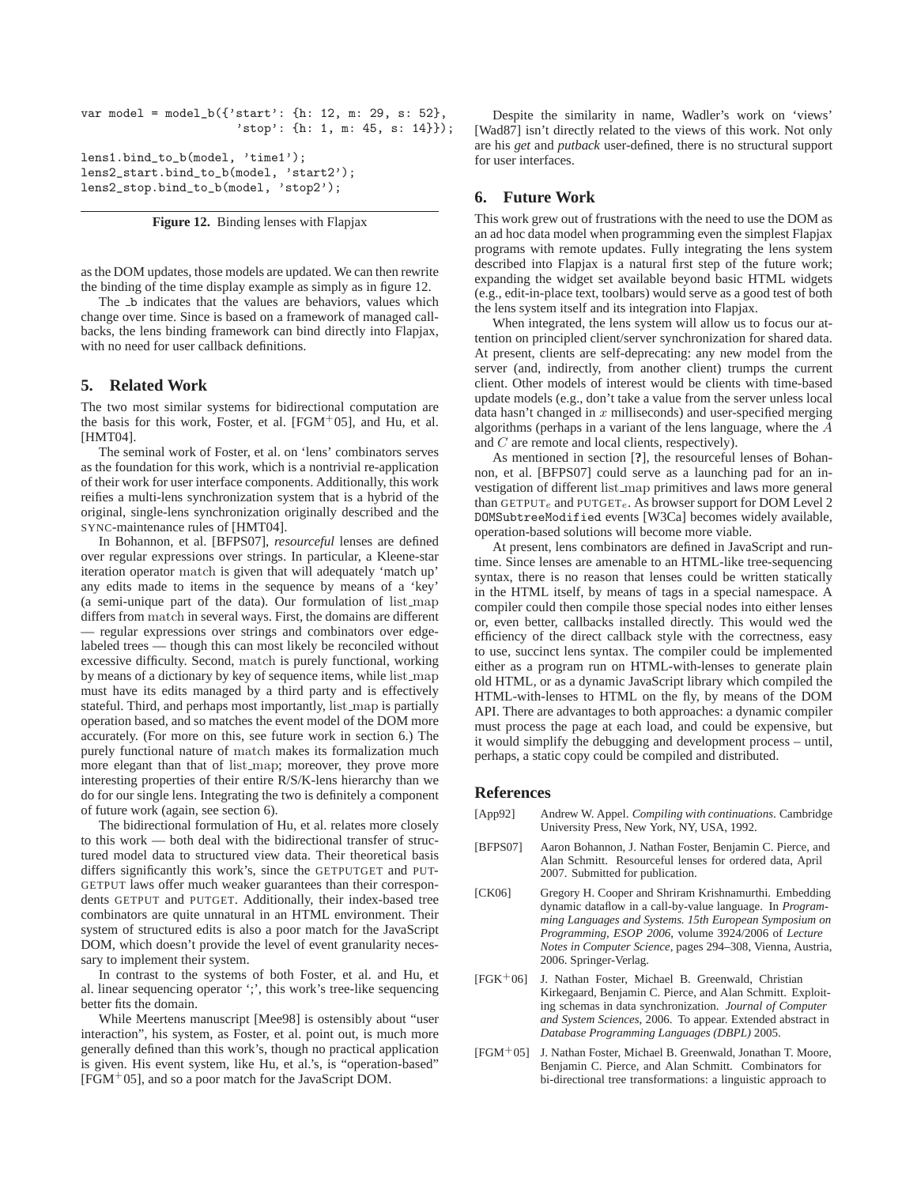```
var model = model_b({'start': {h: 12, m: 29, s: 52},
                     'stop': {h: 1, m: 45, s: 14}});

lens1.bind_to_b(model, 'time1');
lens2_start.bind_to_b(model, 'start2');
lens2_stop.bind_to_b(model, 'stop2');
```

**Figure 12.** Binding lenses with Flapjax

as the DOM updates, those models are updated. We can then rewrite the binding of the time display example as simply as in figure 12.

The _b indicates that the values are behaviors, values which change over time. Since is based on a framework of managed callbacks, the lens binding framework can bind directly into Flapjax, with no need for user callback definitions.

## 5. Related Work

The two most similar systems for bidirectional computation are the basis for this work, Foster, et al. [FGM+05], and Hu, et al. [HMT04].

The seminal work of Foster, et al. on 'lens' combinators serves as the foundation for this work, which is a nontrivial re-application of their work for user interface components. Additionally, this work reifies a multi-lens synchronization system that is a hybrid of the original, single-lens synchronization originally described and the SYNC-maintenance rules of [HMT04].

In Bohannon, et al. [BFPS07], *resourceful* lenses are defined over regular expressions over strings. In particular, a Kleene-star iteration operator $\text{match}$ is given that will adequately 'match up' any edits made to items in the sequence by means of a 'key' (a semi-unique part of the data). Our formulation of $\text{list\_map}$ differs from $\text{match}$ in several ways. First, the domains are different — regular expressions over strings and combinators over edge-labeled trees — though this can most likely be reconciled without excessive difficulty. Second, $\text{match}$ is purely functional, working by means of a dictionary by key of sequence items, while $\text{list\_map}$ must have its edits managed by a third party and is effectively stateful. Third, and perhaps most importantly, $\text{list\_map}$ is partially operation based, and so matches the event model of the DOM more accurately. (For more on this, see future work in section 6.) The purely functional nature of $\text{match}$ makes its formalization much more elegant than that of $\text{list\_map}$; moreover, they prove more interesting properties of their entire R/S/K-lens hierarchy than we do for our single lens. Integrating the two is definitely a component of future work (again, see section 6).

The bidirectional formulation of Hu, et al. relates more closely to this work — both deal with the bidirectional transfer of structured model data to structured view data. Their theoretical basis differs significantly this work's, since the GETPUTGET and PUTGETPUT laws offer much weaker guarantees than their correspondents GETPUT and PUTGET. Additionally, their index-based tree combinators are quite unnatural in an HTML environment. Their system of structured edits is also a poor match for the JavaScript DOM, which doesn't provide the level of event granularity necessary to implement their system.

In contrast to the systems of both Foster, et al. and Hu, et al. linear sequencing operator ';', this work's tree-like sequencing better fits the domain.

While Meertens manuscript [Mee98] is ostensibly about "user interaction", his system, as Foster, et al. point out, is much more generally defined than this work's, though no practical application is given. His event system, like Hu, et al.'s, is "operation-based" [FGM+05], and so a poor match for the JavaScript DOM.

Despite the similarity in name, Wadler's work on 'views' [Wad87] isn't directly related to the views of this work. Not only are his *get* and *putback* user-defined, there is no structural support for user interfaces.

## 6. Future Work

This work grew out of frustrations with the need to use the DOM as an ad hoc data model when programming even the simplest Flapjax programs with remote updates. Fully integrating the lens system described into Flapjax is a natural first step of the future work; expanding the widget set available beyond basic HTML widgets (e.g., edit-in-place text, toolbars) would serve as a good test of both the lens system itself and its integration into Flapjax.

When integrated, the lens system will allow us to focus our attention on principled client/server synchronization for shared data. At present, clients are self-deprecating: any new model from the server (and, indirectly, from another client) trumps the current client. Other models of interest would be clients with time-based update models (e.g., don't take a value from the server unless local data hasn't changed in $x$ milliseconds) and user-specified merging algorithms (perhaps in a variant of the lens language, where the $A$ and $C$ are remote and local clients, respectively).

As mentioned in section [**?**], the resourceful lenses of Bohannon, et al. [BFPS07] could serve as a launching pad for an investigation of different $\text{list\_map}$ primitives and laws more general than $\text{GETPUT}_e$ and $\text{PUTGET}_e$. As browser support for DOM Level 2 DOMSubtreeModified events [W3Ca] becomes widely available, operation-based solutions will become more viable.

At present, lens combinators are defined in JavaScript and runtime. Since lenses are amenable to an HTML-like tree-sequencing syntax, there is no reason that lenses could be written statically in the HTML itself, by means of tags in a special namespace. A compiler could then compile those special nodes into either lenses or, even better, callbacks installed directly. This would wed the efficiency of the direct callback style with the correctness, easy to use, succinct lens syntax. The compiler could be implemented either as a program run on HTML-with-lenses to generate plain old HTML, or as a dynamic JavaScript library which compiled the HTML-with-lenses to HTML on the fly, by means of the DOM API. There are advantages to both approaches: a dynamic compiler must process the page at each load, and could be expensive, but it would simplify the debugging and development process – until, perhaps, a static copy could be compiled and distributed.

## References

[App92] Andrew W. Appel. *Compiling with continuations*. Cambridge University Press, New York, NY, USA, 1992.

[BFPS07] Aaron Bohannon, J. Nathan Foster, Benjamin C. Pierce, and Alan Schmitt. Resourceful lenses for ordered data, April 2007. Submitted for publication.

[CK06] Gregory H. Cooper and Shriram Krishnamurthi. Embedding dynamic dataflow in a call-by-value language. In *Programming Languages and Systems. 15th European Symposium on Programming, ESOP 2006*, volume 3924/2006 of *Lecture Notes in Computer Science*, pages 294–308, Vienna, Austria, 2006. Springer-Verlag.

[FGK+06] J. Nathan Foster, Michael B. Greenwald, Christian Kirkegaard, Benjamin C. Pierce, and Alan Schmitt. Exploiting schemas in data synchronization. *Journal of Computer and System Sciences*, 2006. To appear. Extended abstract in *Database Programming Languages (DBPL)* 2005.

[FGM+05] J. Nathan Foster, Michael B. Greenwald, Jonathan T. Moore, Benjamin C. Pierce, and Alan Schmitt. Combinators for bi-directional tree transformations: a linguistic approach to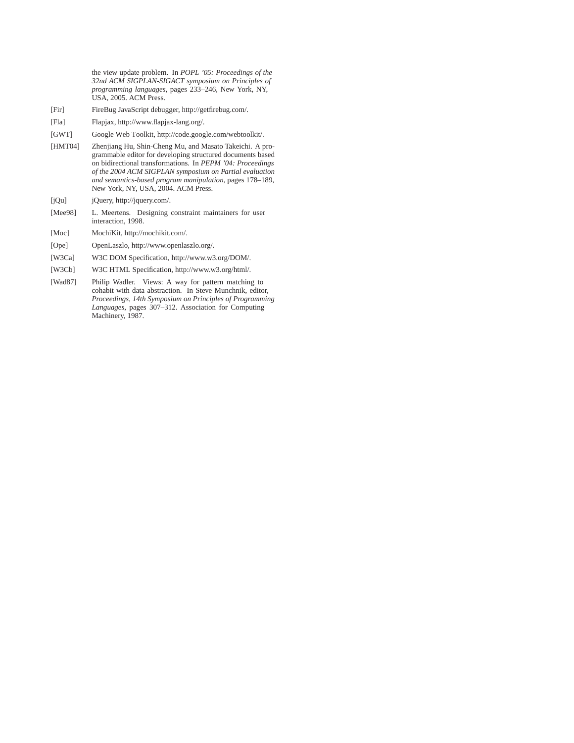the view update problem. In *POPL '05: Proceedings of the 32nd ACM SIGPLAN-SIGACT symposium on Principles of programming languages*, pages 233–246, New York, NY, USA, 2005. ACM Press.

[Fir] FireBug JavaScript debugger, http://getfirebug.com/.

[Fla] Flapjax, http://www.flapjax-lang.org/.

[GWT] Google Web Toolkit, http://code.google.com/webtoolkit/.

[HMT04] Zhenjiang Hu, Shin-Cheng Mu, and Masato Takeichi. A programmable editor for developing structured documents based on bidirectional transformations. In *PEPM '04: Proceedings of the 2004 ACM SIGPLAN symposium on Partial evaluation and semantics-based program manipulation*, pages 178–189, New York, NY, USA, 2004. ACM Press.

[jQu] jQuery, http://jquery.com/.

[Mee98] L. Meertens. Designing constraint maintainers for user interaction, 1998.

[Moc] MochiKit, http://mochikit.com/.

[Ope] OpenLaszlo, http://www.openlaszlo.org/.

[W3Ca] W3C DOM Specification, http://www.w3.org/DOM/.

[W3Cb] W3C HTML Specification, http://www.w3.org/html/.

[Wad87] Philip Wadler. Views: A way for pattern matching to cohabit with data abstraction. In Steve Munchnik, editor, *Proceedings, 14th Symposium on Principles of Programming Languages*, pages 307–312. Association for Computing Machinery, 1987.